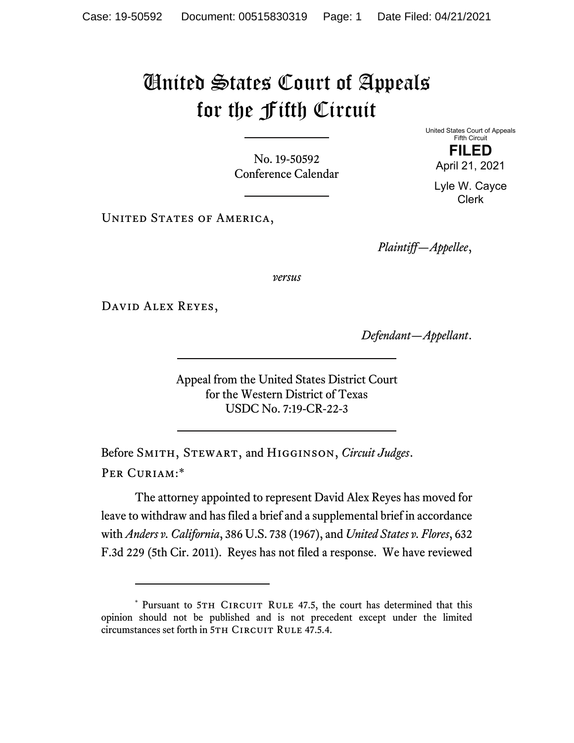# United States Court of Appeals for the Fifth Circuit

No. 19-50592
Conference Calendar

United States Court of Appeals
Fifth Circuit

**FILED**

April 21, 2021

Lyle W. Cayce
Clerk

United States of America,

*Plaintiff—Appellee*,

*versus*

David Alex Reyes,

*Defendant—Appellant*.

Appeal from the United States District Court
for the Western District of Texas
USDC No. 7:19-CR-22-3

Before Smith, Stewart, and Higginson, *Circuit Judges*.

Per Curiam:*

The attorney appointed to represent David Alex Reyes has moved for leave to withdraw and has filed a brief and a supplemental brief in accordance with *Anders v. California*, 386 U.S. 738 (1967), and *United States v. Flores*, 632 F.3d 229 (5th Cir. 2011). Reyes has not filed a response. We have reviewed

---

\* Pursuant to 5th Circuit Rule 47.5, the court has determined that this opinion should not be published and is not precedent except under the limited circumstances set forth in 5th Circuit Rule 47.5.4.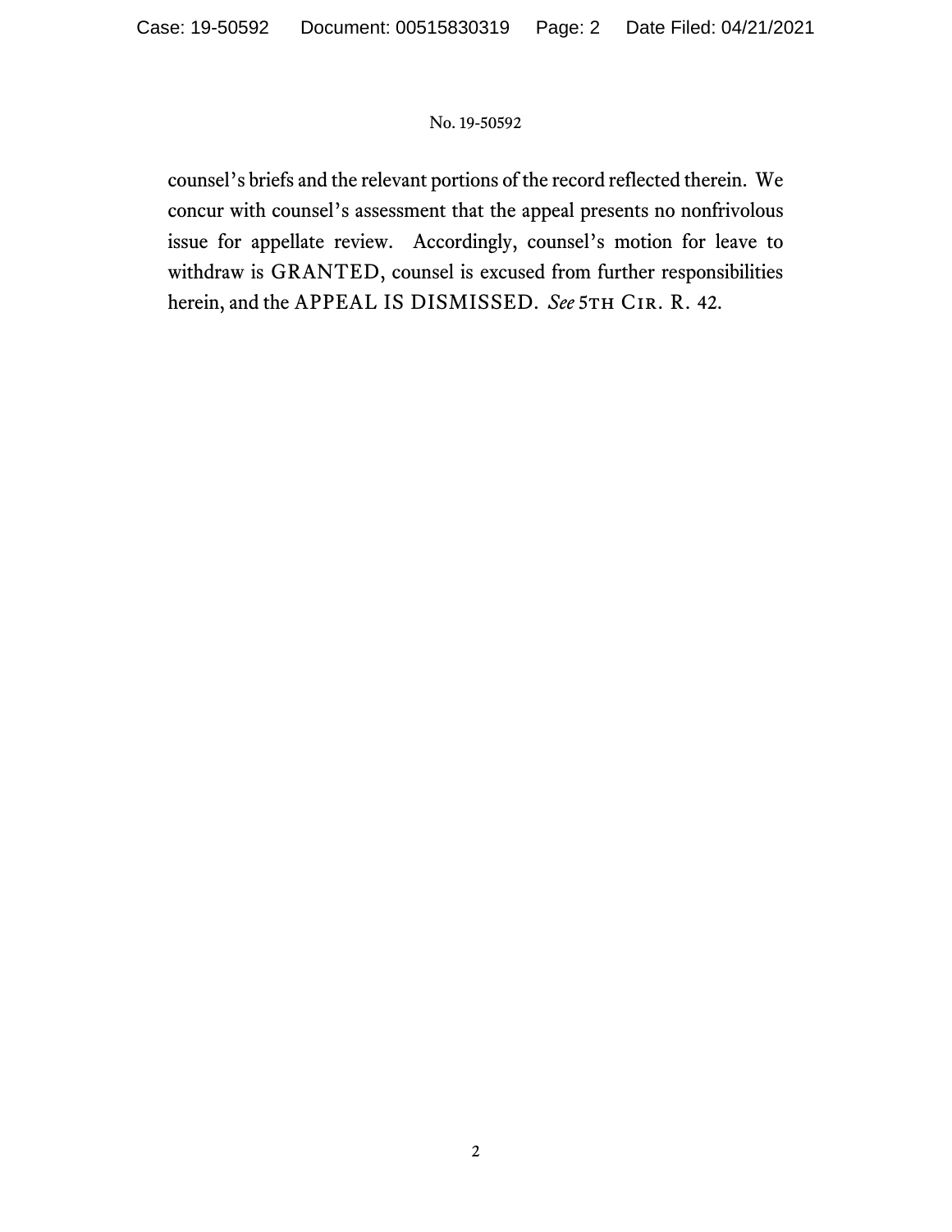counsel's briefs and the relevant portions of the record reflected therein. We concur with counsel's assessment that the appeal presents no nonfrivolous issue for appellate review. Accordingly, counsel's motion for leave to withdraw is GRANTED, counsel is excused from further responsibilities herein, and the APPEAL IS DISMISSED. *See* 5TH CIR. R. 42.